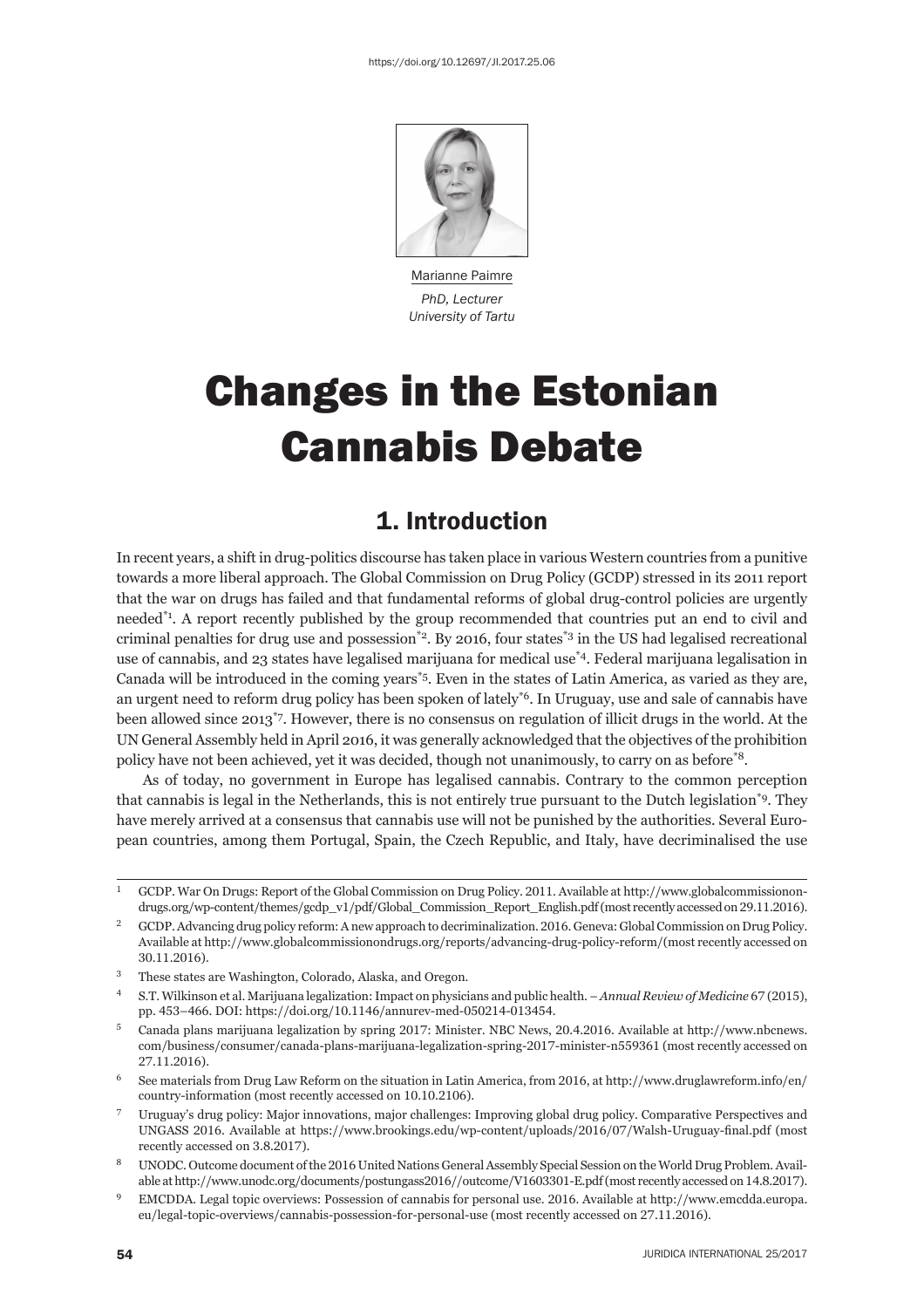Marianne Paimre

*PhD, Lecturer*
*University of Tartu*

# Changes in the Estonian Cannabis Debate

## 1. Introduction

In recent years, a shift in drug-politics discourse has taken place in various Western countries from a punitive towards a more liberal approach. The Global Commission on Drug Policy (GCDP) stressed in its 2011 report that the war on drugs has failed and that fundamental reforms of global drug-control policies are urgently needed[1]. A report recently published by the group recommended that countries put an end to civil and criminal penalties for drug use and possession[2]. By 2016, four states[3] in the US had legalised recreational use of cannabis, and 23 states have legalised marijuana for medical use[4]. Federal marijuana legalisation in Canada will be introduced in the coming years[5]. Even in the states of Latin America, as varied as they are, an urgent need to reform drug policy has been spoken of lately[6]. In Uruguay, use and sale of cannabis have been allowed since 2013[7]. However, there is no consensus on regulation of illicit drugs in the world. At the UN General Assembly held in April 2016, it was generally acknowledged that the objectives of the prohibition policy have not been achieved, yet it was decided, though not unanimously, to carry on as before[8].

As of today, no government in Europe has legalised cannabis. Contrary to the common perception that cannabis is legal in the Netherlands, this is not entirely true pursuant to the Dutch legislation[9]. They have merely arrived at a consensus that cannabis use will not be punished by the authorities. Several European countries, among them Portugal, Spain, the Czech Republic, and Italy, have decriminalised the use

---

1 GCDP. War On Drugs: Report of the Global Commission on Drug Policy. 2011. Available at http://www.globalcommissionondrugs.org/wp-content/themes/gcdp_v1/pdf/Global_Commission_Report_English.pdf (most recently accessed on 29.11.2016).

2 GCDP. Advancing drug policy reform: A new approach to decriminalization. 2016. Geneva: Global Commission on Drug Policy. Available at http://www.globalcommissionondrugs.org/reports/advancing-drug-policy-reform/(most recently accessed on 30.11.2016).

3 These states are Washington, Colorado, Alaska, and Oregon.

4 S.T. Wilkinson et al. Marijuana legalization: Impact on physicians and public health. – *Annual Review of Medicine* 67 (2015), pp. 453–466. DOI: https://doi.org/10.1146/annurev-med-050214-013454.

5 Canada plans marijuana legalization by spring 2017: Minister. NBC News, 20.4.2016. Available at http://www.nbcnews.com/business/consumer/canada-plans-marijuana-legalization-spring-2017-minister-n559361 (most recently accessed on 27.11.2016).

6 See materials from Drug Law Reform on the situation in Latin America, from 2016, at http://www.druglawreform.info/en/country-information (most recently accessed on 10.10.2106).

7 Uruguay's drug policy: Major innovations, major challenges: Improving global drug policy. Comparative Perspectives and UNGASS 2016. Available at https://www.brookings.edu/wp-content/uploads/2016/07/Walsh-Uruguay-final.pdf (most recently accessed on 3.8.2017).

8 UNODC. Outcome document of the 2016 United Nations General Assembly Special Session on the World Drug Problem. Available at http://www.unodc.org/documents/postungass2016//outcome/V1603301-E.pdf (most recently accessed on 14.8.2017).

9 EMCDDA. Legal topic overviews: Possession of cannabis for personal use. 2016. Available at http://www.emcdda.europa.eu/legal-topic-overviews/cannabis-possession-for-personal-use (most recently accessed on 27.11.2016).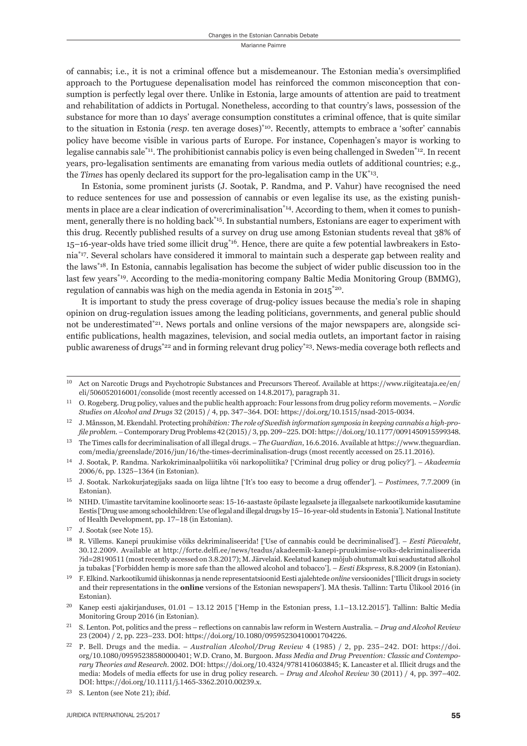of cannabis; i.e., it is not a criminal offence but a misdemeanour. The Estonian media's oversimplified approach to the Portuguese depenalisation model has reinforced the common misconception that consumption is perfectly legal over there. Unlike in Estonia, large amounts of attention are paid to treatment and rehabilitation of addicts in Portugal. Nonetheless, according to that country's laws, possession of the substance for more than 10 days' average consumption constitutes a criminal offence, that is quite similar to the situation in Estonia (*resp.* ten average doses)[*10]. Recently, attempts to embrace a 'softer' cannabis policy have become visible in various parts of Europe. For instance, Copenhagen's mayor is working to legalise cannabis sale[*11]. The prohibitionist cannabis policy is even being challenged in Sweden[*12]. In recent years, pro-legalisation sentiments are emanating from various media outlets of additional countries; e.g., the *Times* has openly declared its support for the pro-legalisation camp in the UK[*13].

In Estonia, some prominent jurists (J. Sootak, P. Randma, and P. Vahur) have recognised the need to reduce sentences for use and possession of cannabis or even legalise its use, as the existing punishments in place are a clear indication of overcriminalisation[*14]. According to them, when it comes to punishment, generally there is no holding back[*15]. In substantial numbers, Estonians are eager to experiment with this drug. Recently published results of a survey on drug use among Estonian students reveal that 38% of 15–16-year-olds have tried some illicit drug[*16]. Hence, there are quite a few potential lawbreakers in Estonia[*17]. Several scholars have considered it immoral to maintain such a desperate gap between reality and the laws[*18]. In Estonia, cannabis legalisation has become the subject of wider public discussion too in the last few years[*19]. According to the media-monitoring company Baltic Media Monitoring Group (BMMG), regulation of cannabis was high on the media agenda in Estonia in 2015[*20].

It is important to study the press coverage of drug-policy issues because the media's role in shaping opinion on drug-regulation issues among the leading politicians, governments, and general public should not be underestimated[*21]. News portals and online versions of the major newspapers are, alongside scientific publications, health magazines, television, and social media outlets, an important factor in raising public awareness of drugs[*22] and in forming relevant drug policy[*23]. News-media coverage both reflects and

---

[10] Act on Narcotic Drugs and Psychotropic Substances and Precursors Thereof. Available at https://www.riigiteataja.ee/en/eli/506052016001/consolide (most recently accessed on 14.8.2017), paragraph 31.

[11] O. Rogeberg. Drug policy, values and the public health approach: Four lessons from drug policy reform movements. – *Nordic Studies on Alcohol and Drugs* 32 (2015) / 4, pp. 347–364. DOI: https://doi.org/10.1515/nsad-2015-0034.

[12] J. Månsson, M. Ekendahl. Protecting proh*ibition: The role of Swedish information symposia in keeping cannabis a high-profile problem.* – Contemporary Drug Problems 42 (2015) / 3, pp. 209–225. DOI: https://doi.org/10.1177/0091450915599348.

[13] The Times calls for decriminalisation of all illegal drugs. – *The Guardian*, 16.6.2016. Available at https://www.theguardian.com/media/greenslade/2016/jun/16/the-times-decriminalisation-drugs (most recently accessed on 25.11.2016).

[14] J. Sootak, P. Randma. Narkokriminaalpoliitika või narkopoliitika? ['Criminal drug policy or drug policy?']. – *Akadeemia* 2006/6, pp. 1325–1364 (in Estonian).

[15] J. Sootak. Narkokurjategijaks saada on liiga lihtne ['It's too easy to become a drug offender']. – *Postimees*, 7.7.2009 (in Estonian).

[16] NIHD. Uimastite tarvitamine koolinoorte seas: 15-16-aastaste õpilaste legaalsete ja illegaalsete narkootikumide kasutamine Eestis ['Drug use among schoolchildren: Use of legal and illegal drugs by 15–16-year-old students in Estonia']. National Institute of Health Development, pp. 17–18 (in Estonian).

[17] J. Sootak (see Note 15).

[18] R. Villems. Kanepi pruukimise võiks dekriminaliseerida! ['Use of cannabis could be decriminalised']. – *Eesti Päevaleht*, 30.12.2009. Available at http://forte.delfi.ee/news/teadus/akadeemik-kanepi-pruukimise-voiks-dekriminaliseerida?id=28190511 (most recently accessed on 3.8.2017); M. Järvelaid. Keelatud kanep mõjub ohutumalt kui seadustatud alkohol ja tubakas ['Forbidden hemp is more safe than the allowed alcohol and tobacco']. – *Eesti Ekspress*, 8.8.2009 (in Estonian).

[19] F. Elkind. Narkootikumid ühiskonnas ja nende representatsioonid Eesti ajalehtede *online* versioonides ['Illicit drugs in society and their representations in the **online** versions of the Estonian newspapers']. MA thesis. Tallinn: Tartu Ülikool 2016 (in Estonian).

[20] Kanep eesti ajakirjanduses, 01.01 – 13.12 2015 ['Hemp in the Estonian press, 1.1–13.12.2015']. Tallinn: Baltic Media Monitoring Group 2016 (in Estonian).

[21] S. Lenton. Pot, politics and the press – reflections on cannabis law reform in Western Australia. – *Drug and Alcohol Review* 23 (2004) / 2, pp. 223–233. DOI: https://doi.org/10.1080/09595230410001704226.

[22] P. Bell. Drugs and the media. – *Australian Alcohol/Drug Review* 4 (1985) / 2, pp. 235–242. DOI: https://doi.org/10.1080/09595238580000401; W.D. Crano, M. Burgoon. *Mass Media and Drug Prevention: Classic and Contemporary Theories and Research*. 2002. DOI: https://doi.org/10.4324/9781410603845; K. Lancaster et al. Illicit drugs and the media: Models of media effects for use in drug policy research. – *Drug and Alcohol Review* 30 (2011) / 4, pp. 397–402. DOI: https://doi.org/10.1111/j.1465-3362.2010.00239.x.

[23] S. Lenton (see Note 21); *ibid*.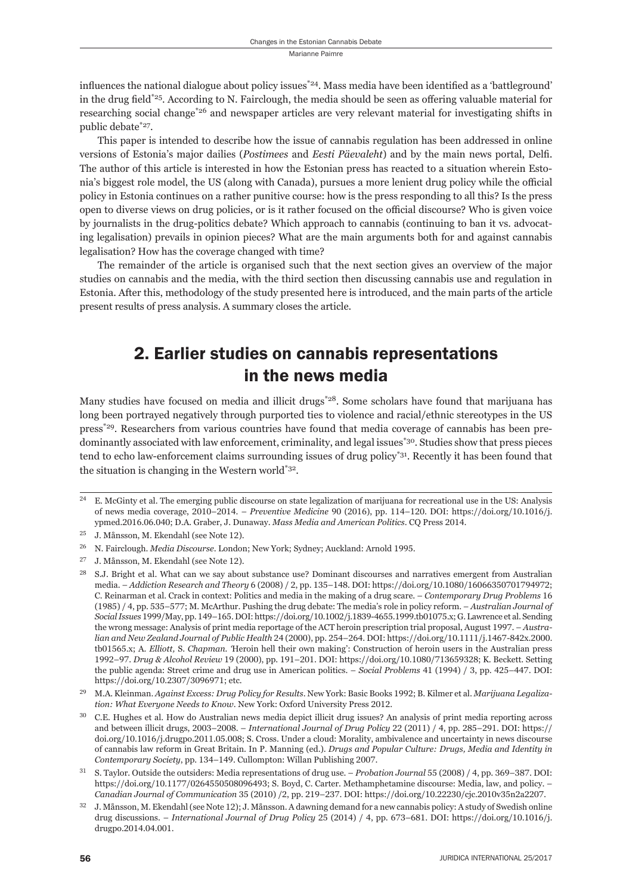influences the national dialogue about policy issues[*24]. Mass media have been identified as a 'battleground' in the drug field[*25]. According to N. Fairclough, the media should be seen as offering valuable material for researching social change[*26] and newspaper articles are very relevant material for investigating shifts in public debate[*27].

This paper is intended to describe how the issue of cannabis regulation has been addressed in online versions of Estonia's major dailies (*Postimees* and *Eesti Päevaleht*) and by the main news portal, Delfi. The author of this article is interested in how the Estonian press has reacted to a situation wherein Estonia's biggest role model, the US (along with Canada), pursues a more lenient drug policy while the official policy in Estonia continues on a rather punitive course: how is the press responding to all this? Is the press open to diverse views on drug policies, or is it rather focused on the official discourse? Who is given voice by journalists in the drug-politics debate? Which approach to cannabis (continuing to ban it vs. advocating legalisation) prevails in opinion pieces? What are the main arguments both for and against cannabis legalisation? How has the coverage changed with time?

The remainder of the article is organised such that the next section gives an overview of the major studies on cannabis and the media, with the third section then discussing cannabis use and regulation in Estonia. After this, methodology of the study presented here is introduced, and the main parts of the article present results of press analysis. A summary closes the article.

## 2. Earlier studies on cannabis representations in the news media

Many studies have focused on media and illicit drugs[*28]. Some scholars have found that marijuana has long been portrayed negatively through purported ties to violence and racial/ethnic stereotypes in the US press[*29]. Researchers from various countries have found that media coverage of cannabis has been predominantly associated with law enforcement, criminality, and legal issues[*30]. Studies show that press pieces tend to echo law-enforcement claims surrounding issues of drug policy[*31]. Recently it has been found that the situation is changing in the Western world[*32].

---

[24] E. McGinty et al. The emerging public discourse on state legalization of marijuana for recreational use in the US: Analysis of news media coverage, 2010–2014. – *Preventive Medicine* 90 (2016), pp. 114–120. DOI: https://doi.org/10.1016/j.ypmed.2016.06.040; D.A. Graber, J. Dunaway. *Mass Media and American Politics*. CQ Press 2014.

[25] J. Månsson, M. Ekendahl (see Note 12).

[26] N. Fairclough. *Media Discourse*. London; New York; Sydney; Auckland: Arnold 1995.

[27] J. Månsson, M. Ekendahl (see Note 12).

[28] S.J. Bright et al. What can we say about substance use? Dominant discourses and narratives emergent from Australian media. – *Addiction Research and Theory* 6 (2008) / 2, pp. 135–148. DOI: https://doi.org/10.1080/16066350701794972; C. Reinarman et al. Crack in context: Politics and media in the making of a drug scare. – *Contemporary Drug Problems* 16 (1985) / 4, pp. 535–577; M. McArthur. Pushing the drug debate: The media's role in policy reform. – *Australian Journal of Social Issues* 1999/May, pp. 149–165. DOI: https://doi.org/10.1002/j.1839-4655.1999.tb01075.x; G. Lawrence et al. Sending the wrong message: Analysis of print media reportage of the ACT heroin prescription trial proposal, August 1997. – *Australian and New Zealand Journal of Public Health* 24 (2000), pp. 254–264. DOI: https://doi.org/10.1111/j.1467-842x.2000.tb01565.x; A. *Elliott*, S. *Chapman*. 'Heroin hell their own making': Construction of heroin users in the Australian press 1992–97. *Drug & Alcohol Review* 19 (2000), pp. 191–201. DOI: https://doi.org/10.1080/713659328; K. Beckett. Setting the public agenda: Street crime and drug use in American politics. – *Social Problems* 41 (1994) / 3, pp. 425–447. DOI: https://doi.org/10.2307/3096971; etc.

[29] M.A. Kleinman. *Against Excess: Drug Policy for Results*. New York: Basic Books 1992; B. Kilmer et al. *Marijuana Legalization: What Everyone Needs to Know*. New York: Oxford University Press 2012.

[30] C.E. Hughes et al. How do Australian news media depict illicit drug issues? An analysis of print media reporting across and between illicit drugs, 2003–2008. – *International Journal of Drug Policy* 22 (2011) / 4, pp. 285–291. DOI: https://doi.org/10.1016/j.drugpo.2011.05.008; S. Cross. Under a cloud: Morality, ambivalence and uncertainty in news discourse of cannabis law reform in Great Britain. In P. Manning (ed.). *Drugs and Popular Culture: Drugs, Media and Identity in Contemporary Society*, pp. 134–149. Cullompton: Willan Publishing 2007.

[31] S. Taylor. Outside the outsiders: Media representations of drug use. – *Probation Journal* 55 (2008) / 4, pp. 369–387. DOI: https://doi.org/10.1177/0264550508096493; S. Boyd, C. Carter. Methamphetamine discourse: Media, law, and policy. – *Canadian Journal of Communication* 35 (2010) /2, pp. 219–237. DOI: https://doi.org/10.22230/cjc.2010v35n2a2207.

[32] J. Månsson, M. Ekendahl (see Note 12); J. Månsson. A dawning demand for a new cannabis policy: A study of Swedish online drug discussions. – *International Journal of Drug Policy* 25 (2014) / 4, pp. 673–681. DOI: https://doi.org/10.1016/j.drugpo.2014.04.001.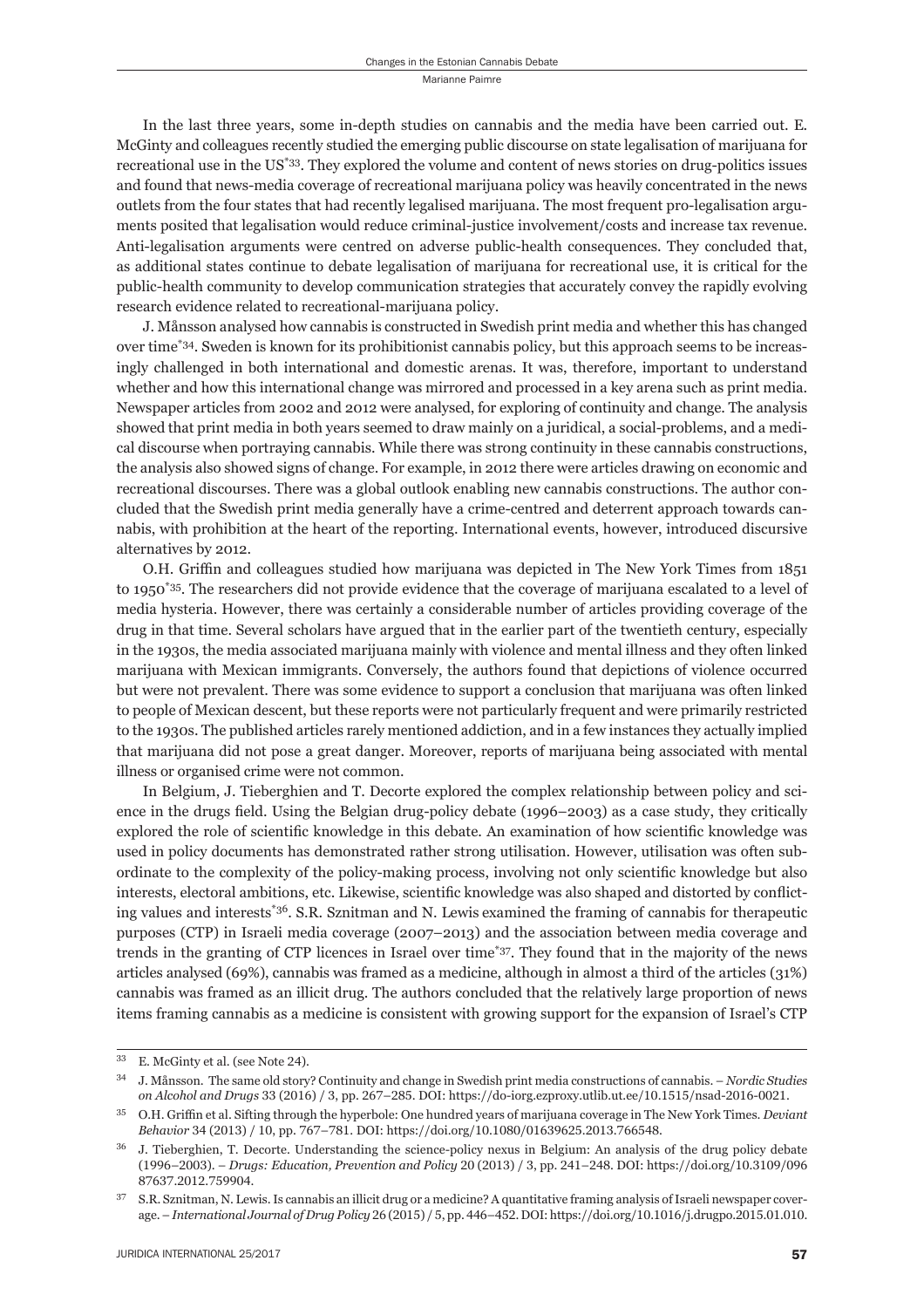In the last three years, some in-depth studies on cannabis and the media have been carried out. E. McGinty and colleagues recently studied the emerging public discourse on state legalisation of marijuana for recreational use in the US*[33]. They explored the volume and content of news stories on drug-politics issues and found that news-media coverage of recreational marijuana policy was heavily concentrated in the news outlets from the four states that had recently legalised marijuana. The most frequent pro-legalisation arguments posited that legalisation would reduce criminal-justice involvement/costs and increase tax revenue. Anti-legalisation arguments were centred on adverse public-health consequences. They concluded that, as additional states continue to debate legalisation of marijuana for recreational use, it is critical for the public-health community to develop communication strategies that accurately convey the rapidly evolving research evidence related to recreational-marijuana policy.

J. Månsson analysed how cannabis is constructed in Swedish print media and whether this has changed over time*[34]. Sweden is known for its prohibitionist cannabis policy, but this approach seems to be increasingly challenged in both international and domestic arenas. It was, therefore, important to understand whether and how this international change was mirrored and processed in a key arena such as print media. Newspaper articles from 2002 and 2012 were analysed, for exploring of continuity and change. The analysis showed that print media in both years seemed to draw mainly on a juridical, a social-problems, and a medical discourse when portraying cannabis. While there was strong continuity in these cannabis constructions, the analysis also showed signs of change. For example, in 2012 there were articles drawing on economic and recreational discourses. There was a global outlook enabling new cannabis constructions. The author concluded that the Swedish print media generally have a crime-centred and deterrent approach towards cannabis, with prohibition at the heart of the reporting. International events, however, introduced discursive alternatives by 2012.

O.H. Griffin and colleagues studied how marijuana was depicted in The New York Times from 1851 to 1950*[35]. The researchers did not provide evidence that the coverage of marijuana escalated to a level of media hysteria. However, there was certainly a considerable number of articles providing coverage of the drug in that time. Several scholars have argued that in the earlier part of the twentieth century, especially in the 1930s, the media associated marijuana mainly with violence and mental illness and they often linked marijuana with Mexican immigrants. Conversely, the authors found that depictions of violence occurred but were not prevalent. There was some evidence to support a conclusion that marijuana was often linked to people of Mexican descent, but these reports were not particularly frequent and were primarily restricted to the 1930s. The published articles rarely mentioned addiction, and in a few instances they actually implied that marijuana did not pose a great danger. Moreover, reports of marijuana being associated with mental illness or organised crime were not common.

In Belgium, J. Tieberghien and T. Decorte explored the complex relationship between policy and science in the drugs field. Using the Belgian drug-policy debate (1996–2003) as a case study, they critically explored the role of scientific knowledge in this debate. An examination of how scientific knowledge was used in policy documents has demonstrated rather strong utilisation. However, utilisation was often subordinate to the complexity of the policy-making process, involving not only scientific knowledge but also interests, electoral ambitions, etc. Likewise, scientific knowledge was also shaped and distorted by conflicting values and interests*[36]. S.R. Sznitman and N. Lewis examined the framing of cannabis for therapeutic purposes (CTP) in Israeli media coverage (2007–2013) and the association between media coverage and trends in the granting of CTP licences in Israel over time*[37]. They found that in the majority of the news articles analysed (69%), cannabis was framed as a medicine, although in almost a third of the articles (31%) cannabis was framed as an illicit drug. The authors concluded that the relatively large proportion of news items framing cannabis as a medicine is consistent with growing support for the expansion of Israel's CTP

---

[33] E. McGinty et al. (see Note 24).

[34] J. Månsson. The same old story? Continuity and change in Swedish print media constructions of cannabis. – *Nordic Studies on Alcohol and Drugs* 33 (2016) / 3, pp. 267–285. DOI: https://do-iorg.ezproxy.utlib.ut.ee/10.1515/nsad-2016-0021.

[35] O.H. Griffin et al. Sifting through the hyperbole: One hundred years of marijuana coverage in The New York Times. *Deviant Behavior* 34 (2013) / 10, pp. 767–781. DOI: https://doi.org/10.1080/01639625.2013.766548.

[36] J. Tieberghien, T. Decorte. Understanding the science-policy nexus in Belgium: An analysis of the drug policy debate (1996–2003). – *Drugs: Education, Prevention and Policy* 20 (2013) / 3, pp. 241–248. DOI: https://doi.org/10.3109/09687637.2012.759904.

[37] S.R. Sznitman, N. Lewis. Is cannabis an illicit drug or a medicine? A quantitative framing analysis of Israeli newspaper coverage. – *International Journal of Drug Policy* 26 (2015) / 5, pp. 446–452. DOI: https://doi.org/10.1016/j.drugpo.2015.01.010.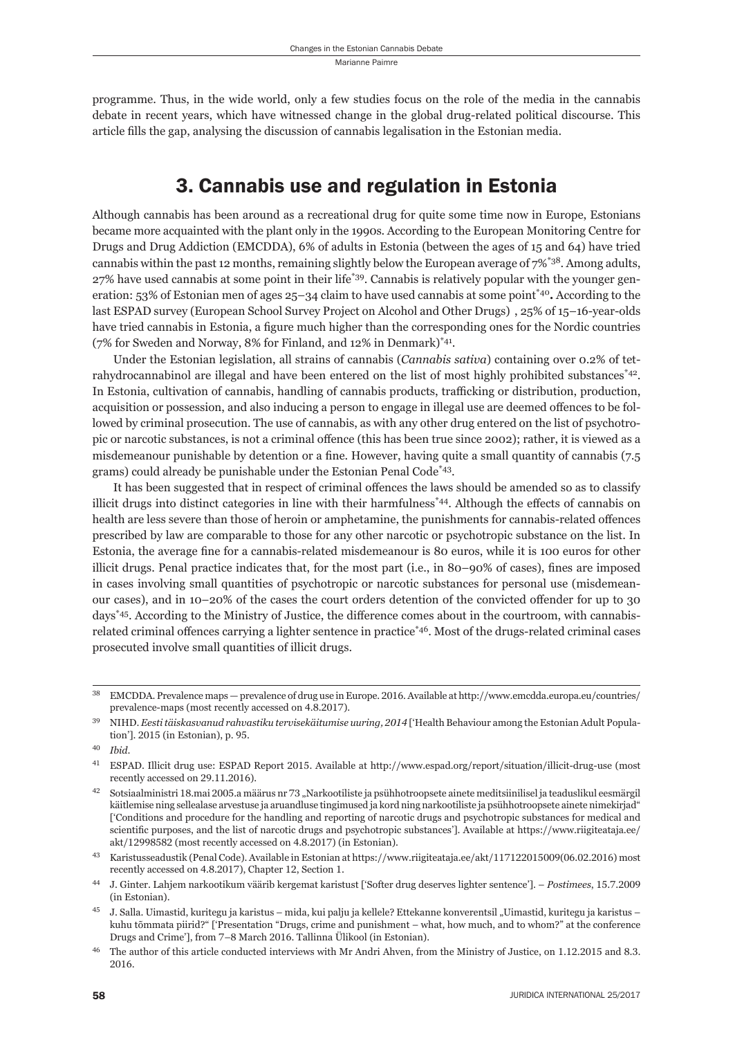programme. Thus, in the wide world, only a few studies focus on the role of the media in the cannabis debate in recent years, which have witnessed change in the global drug-related political discourse. This article fills the gap, analysing the discussion of cannabis legalisation in the Estonian media.

## 3. Cannabis use and regulation in Estonia

Although cannabis has been around as a recreational drug for quite some time now in Europe, Estonians became more acquainted with the plant only in the 1990s. According to the European Monitoring Centre for Drugs and Drug Addiction (EMCDDA), 6% of adults in Estonia (between the ages of 15 and 64) have tried cannabis within the past 12 months, remaining slightly below the European average of 7%[*38]. Among adults, 27% have used cannabis at some point in their life[*39]. Cannabis is relatively popular with the younger generation: 53% of Estonian men of ages 25–34 claim to have used cannabis at some point[*40]**.** According to the last ESPAD survey (European School Survey Project on Alcohol and Other Drugs) , 25% of 15–16-year-olds have tried cannabis in Estonia, a figure much higher than the corresponding ones for the Nordic countries (7% for Sweden and Norway, 8% for Finland, and 12% in Denmark)[*41].

Under the Estonian legislation, all strains of cannabis (*Cannabis sativa*) containing over 0.2% of tetrahydrocannabinol are illegal and have been entered on the list of most highly prohibited substances[*42]. In Estonia, cultivation of cannabis, handling of cannabis products, trafficking or distribution, production, acquisition or possession, and also inducing a person to engage in illegal use are deemed offences to be followed by criminal prosecution. The use of cannabis, as with any other drug entered on the list of psychotropic or narcotic substances, is not a criminal offence (this has been true since 2002); rather, it is viewed as a misdemeanour punishable by detention or a fine. However, having quite a small quantity of cannabis (7.5 grams) could already be punishable under the Estonian Penal Code[*43].

It has been suggested that in respect of criminal offences the laws should be amended so as to classify illicit drugs into distinct categories in line with their harmfulness[*44]. Although the effects of cannabis on health are less severe than those of heroin or amphetamine, the punishments for cannabis-related offences prescribed by law are comparable to those for any other narcotic or psychotropic substance on the list. In Estonia, the average fine for a cannabis-related misdemeanour is 80 euros, while it is 100 euros for other illicit drugs. Penal practice indicates that, for the most part (i.e., in 80–90% of cases), fines are imposed in cases involving small quantities of psychotropic or narcotic substances for personal use (misdemeanour cases), and in 10–20% of the cases the court orders detention of the convicted offender for up to 30 days[*45]. According to the Ministry of Justice, the difference comes about in the courtroom, with cannabis-related criminal offences carrying a lighter sentence in practice[*46]. Most of the drugs-related criminal cases prosecuted involve small quantities of illicit drugs.

---

38 EMCDDA. Prevalence maps — prevalence of drug use in Europe. 2016. Available at http://www.emcdda.europa.eu/countries/prevalence-maps (most recently accessed on 4.8.2017).

39 NIHD. *Eesti täiskasvanud rahvastiku tervisekäitumise uuring, 2014* ['Health Behaviour among the Estonian Adult Population']. 2015 (in Estonian), p. 95.

40 *Ibid.*

41 ESPAD. Illicit drug use: ESPAD Report 2015. Available at http://www.espad.org/report/situation/illicit-drug-use (most recently accessed on 29.11.2016).

42 Sotsiaalministri 18.mai 2005.a määrus nr 73 „Narkootiliste ja psühhotroopsete ainete meditsiinilisel ja teaduslikul eesmärgil käitlemise ning sellealase arvestuse ja aruandluse tingimused ja kord ning narkootiliste ja psühhotroopsete ainete nimekirjad" ['Conditions and procedure for the handling and reporting of narcotic drugs and psychotropic substances for medical and scientific purposes, and the list of narcotic drugs and psychotropic substances']. Available at https://www.riigiteataja.ee/akt/12998582 (most recently accessed on 4.8.2017) (in Estonian).

43 Karistusseadustik (Penal Code). Available in Estonian at https://www.riigiteataja.ee/akt/117122015009(06.02.2016) most recently accessed on 4.8.2017), Chapter 12, Section 1.

44 J. Ginter. Lahjem narkootikum väärib kergemat karistust ['Softer drug deserves lighter sentence']. – *Postimees*, 15.7.2009 (in Estonian).

45 J. Salla. Uimastid, kuritegu ja karistus – mida, kui palju ja kellele? Ettekanne konverentsil „Uimastid, kuritegu ja karistus – kuhu tõmmata piirid?" ['Presentation "Drugs, crime and punishment – what, how much, and to whom?" at the conference Drugs and Crime'], from 7–8 March 2016. Tallinna Ülikool (in Estonian).

46 The author of this article conducted interviews with Mr Andri Ahven, from the Ministry of Justice, on 1.12.2015 and 8.3.2016.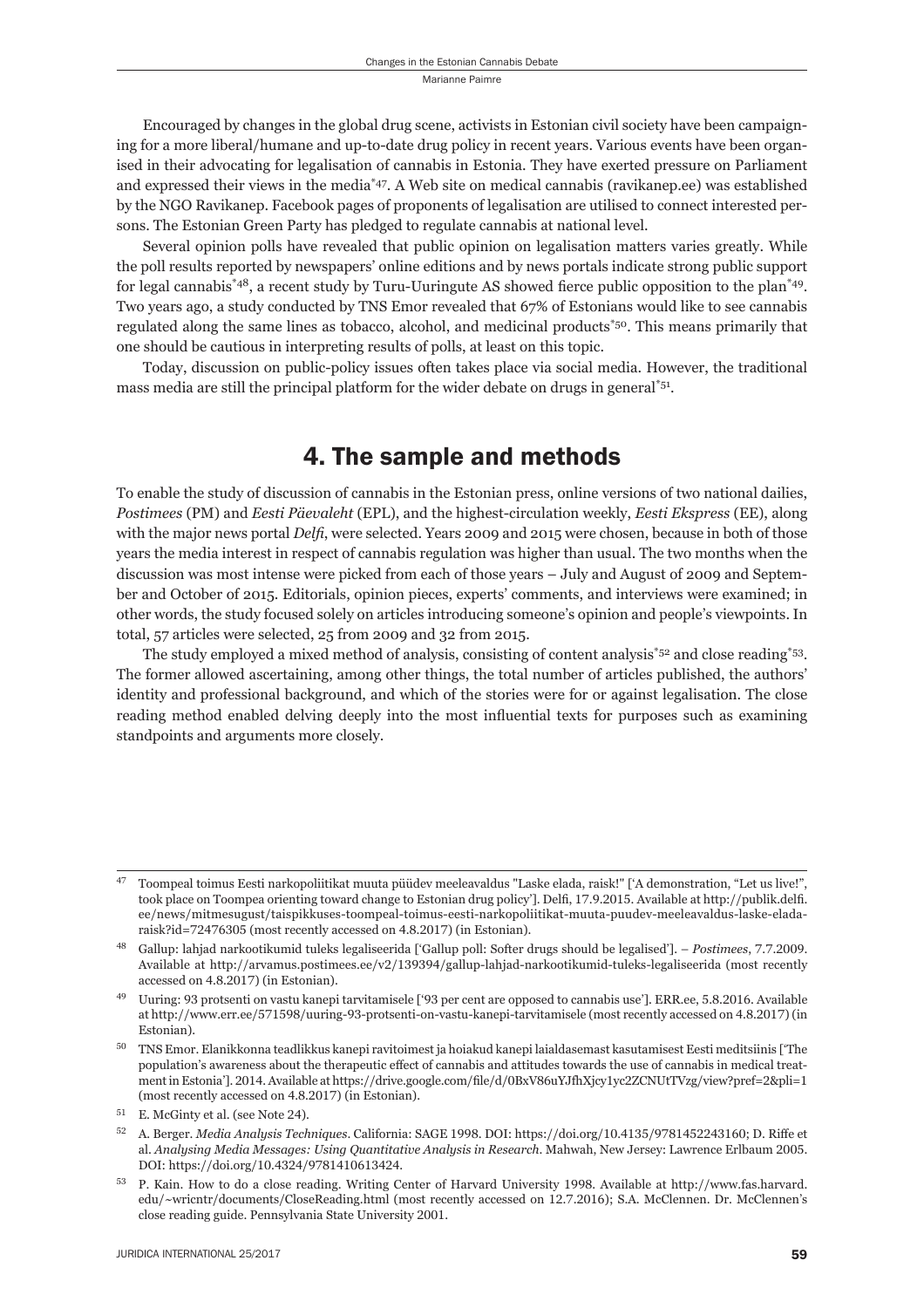Encouraged by changes in the global drug scene, activists in Estonian civil society have been campaigning for a more liberal/humane and up-to-date drug policy in recent years. Various events have been organised in their advocating for legalisation of cannabis in Estonia. They have exerted pressure on Parliament and expressed their views in the media[*47]. A Web site on medical cannabis (ravikanep.ee) was established by the NGO Ravikanep. Facebook pages of proponents of legalisation are utilised to connect interested persons. The Estonian Green Party has pledged to regulate cannabis at national level.

Several opinion polls have revealed that public opinion on legalisation matters varies greatly. While the poll results reported by newspapers' online editions and by news portals indicate strong public support for legal cannabis[*48], a recent study by Turu-Uuringute AS showed fierce public opposition to the plan[*49]. Two years ago, a study conducted by TNS Emor revealed that 67% of Estonians would like to see cannabis regulated along the same lines as tobacco, alcohol, and medicinal products[*50]. This means primarily that one should be cautious in interpreting results of polls, at least on this topic.

Today, discussion on public-policy issues often takes place via social media. However, the traditional mass media are still the principal platform for the wider debate on drugs in general[*51].

# 4. The sample and methods

To enable the study of discussion of cannabis in the Estonian press, online versions of two national dailies, *Postimees* (PM) and *Eesti Päevaleht* (EPL), and the highest-circulation weekly, *Eesti Ekspress* (EE), along with the major news portal *Delfi*, were selected. Years 2009 and 2015 were chosen, because in both of those years the media interest in respect of cannabis regulation was higher than usual. The two months when the discussion was most intense were picked from each of those years – July and August of 2009 and September and October of 2015. Editorials, opinion pieces, experts' comments, and interviews were examined; in other words, the study focused solely on articles introducing someone's opinion and people's viewpoints. In total, 57 articles were selected, 25 from 2009 and 32 from 2015.

The study employed a mixed method of analysis, consisting of content analysis[*52] and close reading[*53]. The former allowed ascertaining, among other things, the total number of articles published, the authors' identity and professional background, and which of the stories were for or against legalisation. The close reading method enabled delving deeply into the most influential texts for purposes such as examining standpoints and arguments more closely.

---

[47] Toompeal toimus Eesti narkopoliitikat muuta püüdev meeleavaldus "Laske elada, raisk!" ['A demonstration, "Let us live!", took place on Toompea orienting toward change to Estonian drug policy']. Delfi, 17.9.2015. Available at http://publik.delfi.ee/news/mitmesugust/taispikkuses-toompeal-toimus-eesti-narkopoliitikat-muuta-puudev-meeleavaldus-laske-elada-raisk?id=72476305 (most recently accessed on 4.8.2017) (in Estonian).

[48] Gallup: lahjad narkootikumid tuleks legaliseerida ['Gallup poll: Softer drugs should be legalised']. – *Postimees*, 7.7.2009. Available at http://arvamus.postimees.ee/v2/139394/gallup-lahjad-narkootikumid-tuleks-legaliseerida (most recently accessed on 4.8.2017) (in Estonian).

[49] Uuring: 93 protsenti on vastu kanepi tarvitamisele ['93 per cent are opposed to cannabis use']. ERR.ee, 5.8.2016. Available at http://www.err.ee/571598/uuring-93-protsenti-on-vastu-kanepi-tarvitamisele (most recently accessed on 4.8.2017) (in Estonian).

[50] TNS Emor. Elanikkonna teadlikkus kanepi ravitoimest ja hoiakud kanepi laialdasemast kasutamisest Eesti meditsiinis ['The population's awareness about the therapeutic effect of cannabis and attitudes towards the use of cannabis in medical treatment in Estonia']. 2014. Available at https://drive.google.com/file/d/0BxV86uYJfhXjcy1yc2ZCNUtTVzg/view?pref=2&pli=1 (most recently accessed on 4.8.2017) (in Estonian).

[51] E. McGinty et al. (see Note 24).

[52] A. Berger. *Media Analysis Techniques*. California: SAGE 1998. DOI: https://doi.org/10.4135/9781452243160; D. Riffe et al. *Analysing Media Messages: Using Quantitative Analysis in Research*. Mahwah, New Jersey: Lawrence Erlbaum 2005. DOI: https://doi.org/10.4324/9781410613424.

[53] P. Kain. How to do a close reading. Writing Center of Harvard University 1998. Available at http://www.fas.harvard.edu/~wricntr/documents/CloseReading.html (most recently accessed on 12.7.2016); S.A. McClennen. Dr. McClennen's close reading guide. Pennsylvania State University 2001.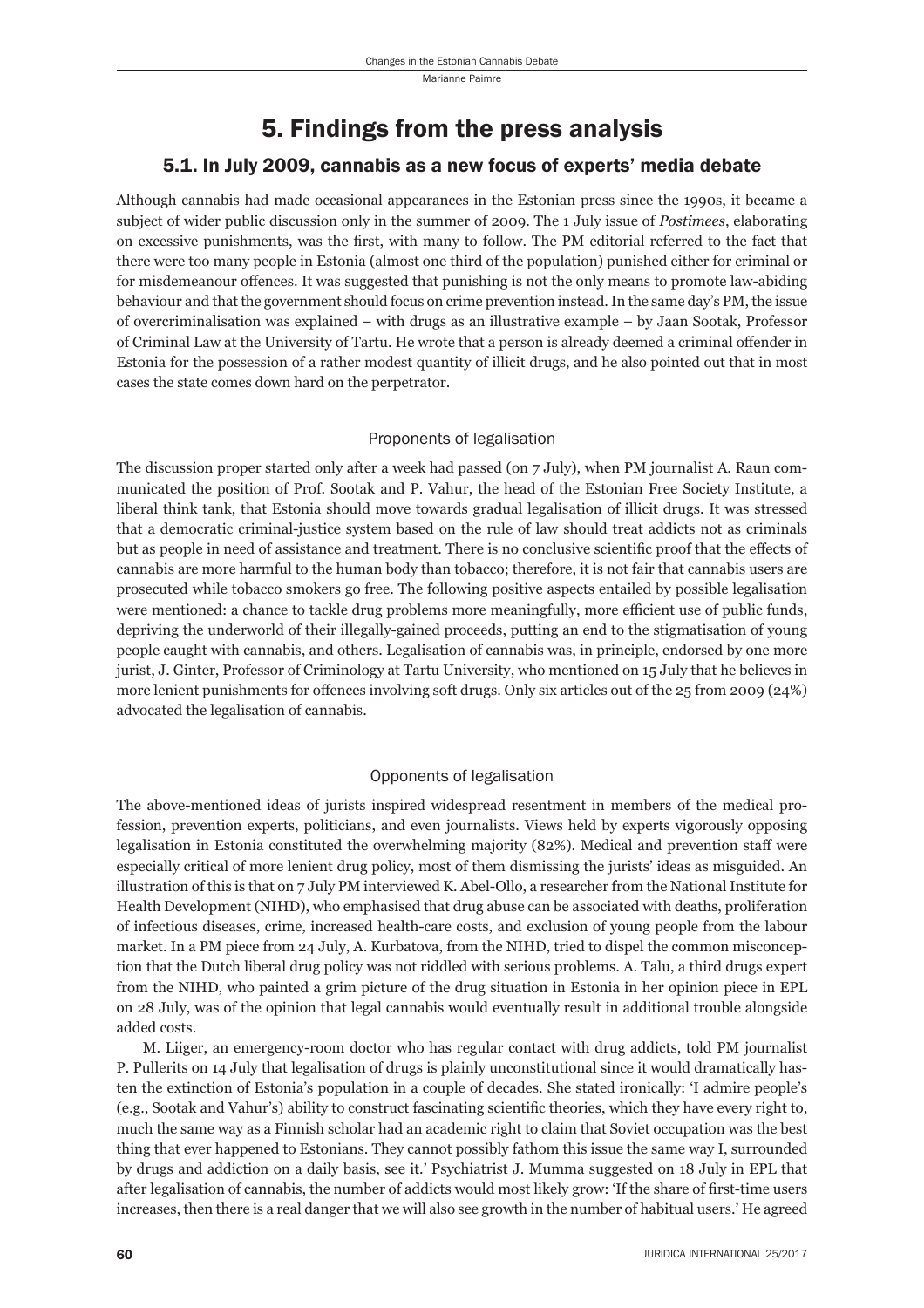# 5. Findings from the press analysis

## 5.1. In July 2009, cannabis as a new focus of experts' media debate

Although cannabis had made occasional appearances in the Estonian press since the 1990s, it became a subject of wider public discussion only in the summer of 2009. The 1 July issue of *Postimees*, elaborating on excessive punishments, was the first, with many to follow. The PM editorial referred to the fact that there were too many people in Estonia (almost one third of the population) punished either for criminal or for misdemeanour offences. It was suggested that punishing is not the only means to promote law-abiding behaviour and that the government should focus on crime prevention instead. In the same day's PM, the issue of overcriminalisation was explained – with drugs as an illustrative example – by Jaan Sootak, Professor of Criminal Law at the University of Tartu. He wrote that a person is already deemed a criminal offender in Estonia for the possession of a rather modest quantity of illicit drugs, and he also pointed out that in most cases the state comes down hard on the perpetrator.

### Proponents of legalisation

The discussion proper started only after a week had passed (on 7 July), when PM journalist A. Raun communicated the position of Prof. Sootak and P. Vahur, the head of the Estonian Free Society Institute, a liberal think tank, that Estonia should move towards gradual legalisation of illicit drugs. It was stressed that a democratic criminal-justice system based on the rule of law should treat addicts not as criminals but as people in need of assistance and treatment. There is no conclusive scientific proof that the effects of cannabis are more harmful to the human body than tobacco; therefore, it is not fair that cannabis users are prosecuted while tobacco smokers go free. The following positive aspects entailed by possible legalisation were mentioned: a chance to tackle drug problems more meaningfully, more efficient use of public funds, depriving the underworld of their illegally-gained proceeds, putting an end to the stigmatisation of young people caught with cannabis, and others. Legalisation of cannabis was, in principle, endorsed by one more jurist, J. Ginter, Professor of Criminology at Tartu University, who mentioned on 15 July that he believes in more lenient punishments for offences involving soft drugs. Only six articles out of the 25 from 2009 (24%) advocated the legalisation of cannabis.

### Opponents of legalisation

The above-mentioned ideas of jurists inspired widespread resentment in members of the medical profession, prevention experts, politicians, and even journalists. Views held by experts vigorously opposing legalisation in Estonia constituted the overwhelming majority (82%). Medical and prevention staff were especially critical of more lenient drug policy, most of them dismissing the jurists' ideas as misguided. An illustration of this is that on 7 July PM interviewed K. Abel-Ollo, a researcher from the National Institute for Health Development (NIHD), who emphasised that drug abuse can be associated with deaths, proliferation of infectious diseases, crime, increased health-care costs, and exclusion of young people from the labour market. In a PM piece from 24 July, A. Kurbatova, from the NIHD, tried to dispel the common misconception that the Dutch liberal drug policy was not riddled with serious problems. A. Talu, a third drugs expert from the NIHD, who painted a grim picture of the drug situation in Estonia in her opinion piece in EPL on 28 July, was of the opinion that legal cannabis would eventually result in additional trouble alongside added costs.

M. Liiger, an emergency-room doctor who has regular contact with drug addicts, told PM journalist P. Pullerits on 14 July that legalisation of drugs is plainly unconstitutional since it would dramatically hasten the extinction of Estonia's population in a couple of decades. She stated ironically: 'I admire people's (e.g., Sootak and Vahur's) ability to construct fascinating scientific theories, which they have every right to, much the same way as a Finnish scholar had an academic right to claim that Soviet occupation was the best thing that ever happened to Estonians. They cannot possibly fathom this issue the same way I, surrounded by drugs and addiction on a daily basis, see it.' Psychiatrist J. Mumma suggested on 18 July in EPL that after legalisation of cannabis, the number of addicts would most likely grow: 'If the share of first-time users increases, then there is a real danger that we will also see growth in the number of habitual users.' He agreed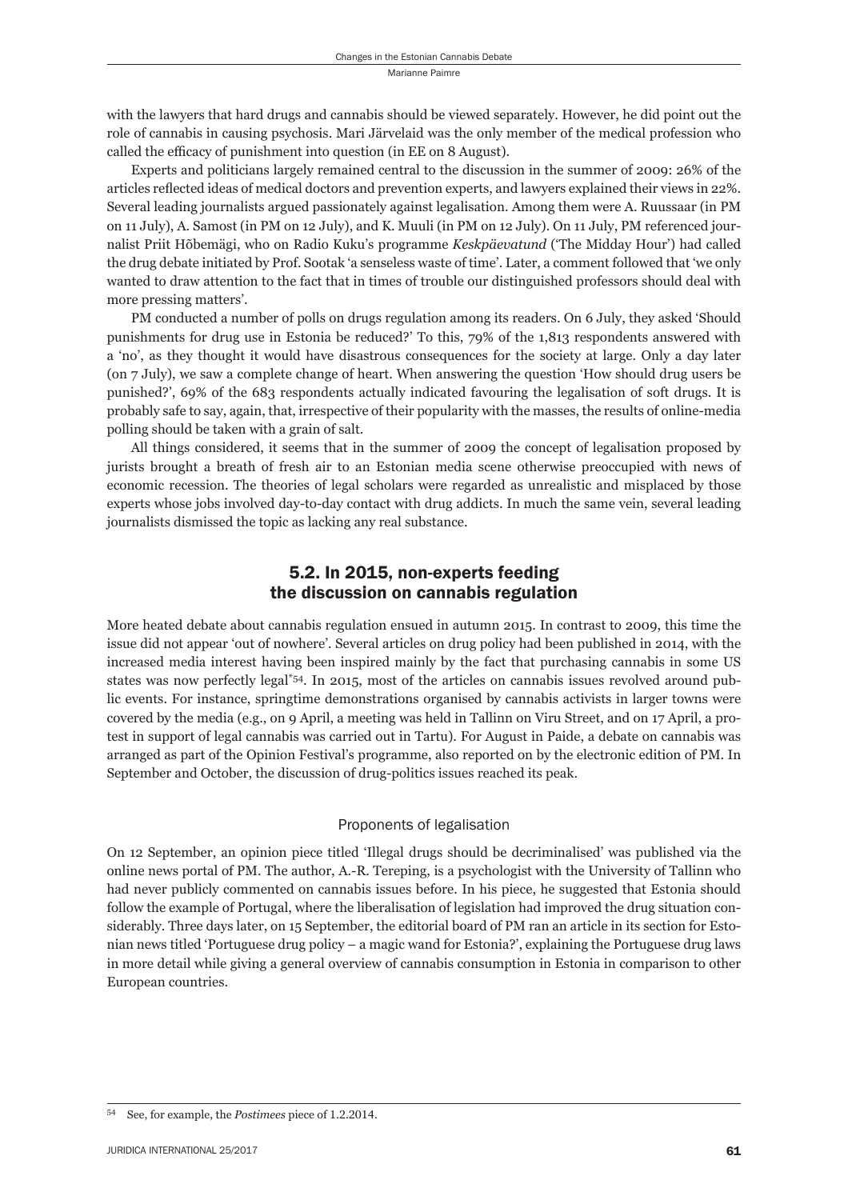with the lawyers that hard drugs and cannabis should be viewed separately. However, he did point out the role of cannabis in causing psychosis. Mari Järvelaid was the only member of the medical profession who called the efficacy of punishment into question (in EE on 8 August).

Experts and politicians largely remained central to the discussion in the summer of 2009: 26% of the articles reflected ideas of medical doctors and prevention experts, and lawyers explained their views in 22%. Several leading journalists argued passionately against legalisation. Among them were A. Ruussaar (in PM on 11 July), A. Samost (in PM on 12 July), and K. Muuli (in PM on 12 July). On 11 July, PM referenced journalist Priit Hõbemägi, who on Radio Kuku's programme *Keskpäevatund* ('The Midday Hour') had called the drug debate initiated by Prof. Sootak 'a senseless waste of time'. Later, a comment followed that 'we only wanted to draw attention to the fact that in times of trouble our distinguished professors should deal with more pressing matters'.

PM conducted a number of polls on drugs regulation among its readers. On 6 July, they asked 'Should punishments for drug use in Estonia be reduced?' To this, 79% of the 1,813 respondents answered with a 'no', as they thought it would have disastrous consequences for the society at large. Only a day later (on 7 July), we saw a complete change of heart. When answering the question 'How should drug users be punished?', 69% of the 683 respondents actually indicated favouring the legalisation of soft drugs. It is probably safe to say, again, that, irrespective of their popularity with the masses, the results of online-media polling should be taken with a grain of salt.

All things considered, it seems that in the summer of 2009 the concept of legalisation proposed by jurists brought a breath of fresh air to an Estonian media scene otherwise preoccupied with news of economic recession. The theories of legal scholars were regarded as unrealistic and misplaced by those experts whose jobs involved day-to-day contact with drug addicts. In much the same vein, several leading journalists dismissed the topic as lacking any real substance.

## 5.2. In 2015, non-experts feeding the discussion on cannabis regulation

More heated debate about cannabis regulation ensued in autumn 2015. In contrast to 2009, this time the issue did not appear 'out of nowhere'. Several articles on drug policy had been published in 2014, with the increased media interest having been inspired mainly by the fact that purchasing cannabis in some US states was now perfectly legal*[54]. In 2015, most of the articles on cannabis issues revolved around public events. For instance, springtime demonstrations organised by cannabis activists in larger towns were covered by the media (e.g., on 9 April, a meeting was held in Tallinn on Viru Street, and on 17 April, a protest in support of legal cannabis was carried out in Tartu). For August in Paide, a debate on cannabis was arranged as part of the Opinion Festival's programme, also reported on by the electronic edition of PM. In September and October, the discussion of drug-politics issues reached its peak.

### Proponents of legalisation

On 12 September, an opinion piece titled 'Illegal drugs should be decriminalised' was published via the online news portal of PM. The author, A.-R. Tereping, is a psychologist with the University of Tallinn who had never publicly commented on cannabis issues before. In his piece, he suggested that Estonia should follow the example of Portugal, where the liberalisation of legislation had improved the drug situation considerably. Three days later, on 15 September, the editorial board of PM ran an article in its section for Estonian news titled 'Portuguese drug policy – a magic wand for Estonia?', explaining the Portuguese drug laws in more detail while giving a general overview of cannabis consumption in Estonia in comparison to other European countries.

---

[54] See, for example, the *Postimees* piece of 1.2.2014.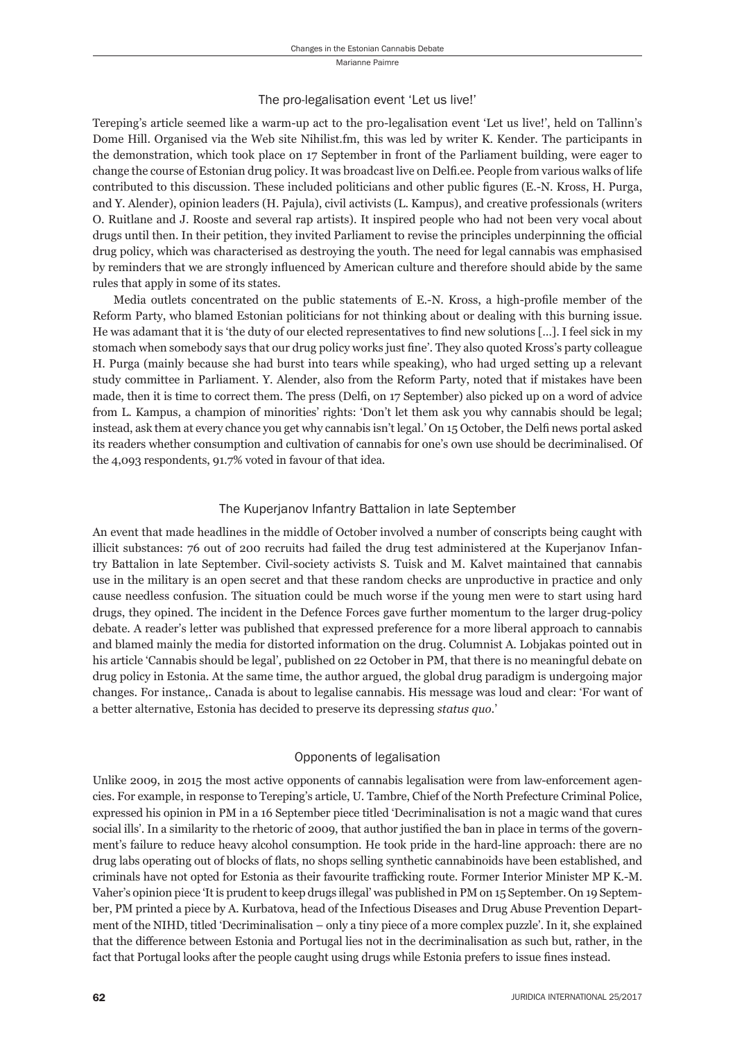### The pro-legalisation event 'Let us live!'

Tereping's article seemed like a warm-up act to the pro-legalisation event 'Let us live!', held on Tallinn's Dome Hill. Organised via the Web site Nihilist.fm, this was led by writer K. Kender. The participants in the demonstration, which took place on 17 September in front of the Parliament building, were eager to change the course of Estonian drug policy. It was broadcast live on Delfi.ee. People from various walks of life contributed to this discussion. These included politicians and other public figures (E.-N. Kross, H. Purga, and Y. Alender), opinion leaders (H. Pajula), civil activists (L. Kampus), and creative professionals (writers O. Ruitlane and J. Rooste and several rap artists). It inspired people who had not been very vocal about drugs until then. In their petition, they invited Parliament to revise the principles underpinning the official drug policy, which was characterised as destroying the youth. The need for legal cannabis was emphasised by reminders that we are strongly influenced by American culture and therefore should abide by the same rules that apply in some of its states.

Media outlets concentrated on the public statements of E.-N. Kross, a high-profile member of the Reform Party, who blamed Estonian politicians for not thinking about or dealing with this burning issue. He was adamant that it is 'the duty of our elected representatives to find new solutions [...]. I feel sick in my stomach when somebody says that our drug policy works just fine'. They also quoted Kross's party colleague H. Purga (mainly because she had burst into tears while speaking), who had urged setting up a relevant study committee in Parliament. Y. Alender, also from the Reform Party, noted that if mistakes have been made, then it is time to correct them. The press (Delfi, on 17 September) also picked up on a word of advice from L. Kampus, a champion of minorities' rights: 'Don't let them ask you why cannabis should be legal; instead, ask them at every chance you get why cannabis isn't legal.' On 15 October, the Delfi news portal asked its readers whether consumption and cultivation of cannabis for one's own use should be decriminalised. Of the 4,093 respondents, 91.7% voted in favour of that idea.

### The Kuperjanov Infantry Battalion in late September

An event that made headlines in the middle of October involved a number of conscripts being caught with illicit substances: 76 out of 200 recruits had failed the drug test administered at the Kuperjanov Infantry Battalion in late September. Civil-society activists S. Tuisk and M. Kalvet maintained that cannabis use in the military is an open secret and that these random checks are unproductive in practice and only cause needless confusion. The situation could be much worse if the young men were to start using hard drugs, they opined. The incident in the Defence Forces gave further momentum to the larger drug-policy debate. A reader's letter was published that expressed preference for a more liberal approach to cannabis and blamed mainly the media for distorted information on the drug. Columnist A. Lobjakas pointed out in his article 'Cannabis should be legal', published on 22 October in PM, that there is no meaningful debate on drug policy in Estonia. At the same time, the author argued, the global drug paradigm is undergoing major changes. For instance,. Canada is about to legalise cannabis. His message was loud and clear: 'For want of a better alternative, Estonia has decided to preserve its depressing *status quo*.'

### Opponents of legalisation

Unlike 2009, in 2015 the most active opponents of cannabis legalisation were from law-enforcement agencies. For example, in response to Tereping's article, U. Tambre, Chief of the North Prefecture Criminal Police, expressed his opinion in PM in a 16 September piece titled 'Decriminalisation is not a magic wand that cures social ills'. In a similarity to the rhetoric of 2009, that author justified the ban in place in terms of the government's failure to reduce heavy alcohol consumption. He took pride in the hard-line approach: there are no drug labs operating out of blocks of flats, no shops selling synthetic cannabinoids have been established, and criminals have not opted for Estonia as their favourite trafficking route. Former Interior Minister MP K.-M. Vaher's opinion piece 'It is prudent to keep drugs illegal' was published in PM on 15 September. On 19 September, PM printed a piece by A. Kurbatova, head of the Infectious Diseases and Drug Abuse Prevention Department of the NIHD, titled 'Decriminalisation – only a tiny piece of a more complex puzzle'. In it, she explained that the difference between Estonia and Portugal lies not in the decriminalisation as such but, rather, in the fact that Portugal looks after the people caught using drugs while Estonia prefers to issue fines instead.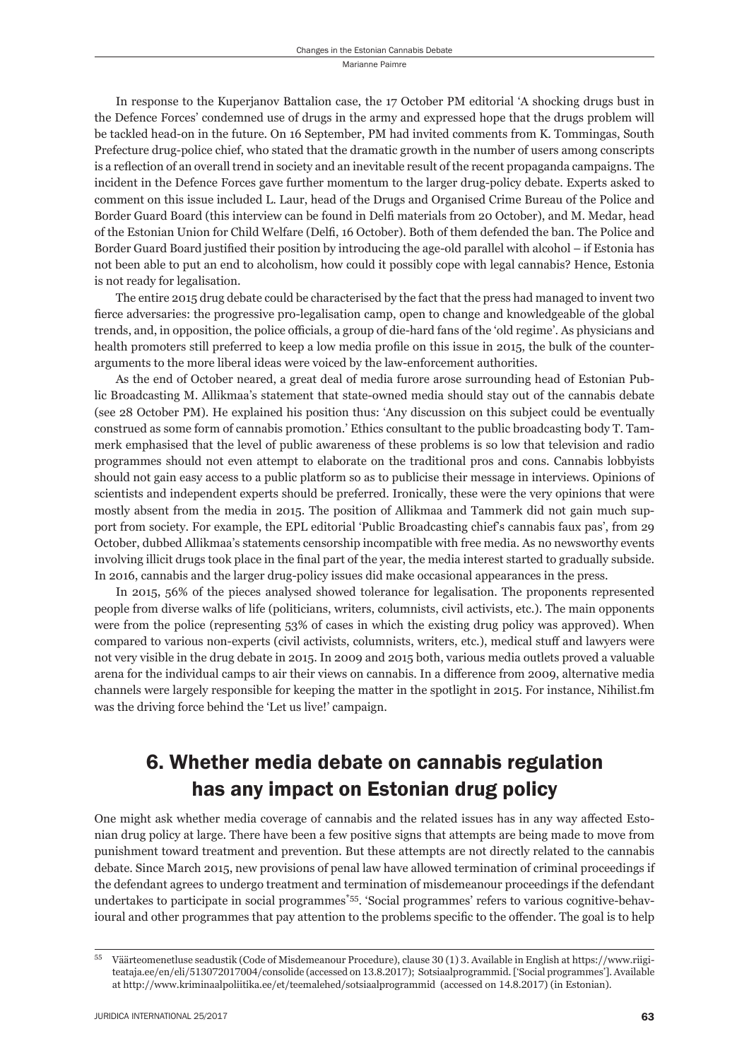In response to the Kuperjanov Battalion case, the 17 October PM editorial 'A shocking drugs bust in the Defence Forces' condemned use of drugs in the army and expressed hope that the drugs problem will be tackled head-on in the future. On 16 September, PM had invited comments from K. Tommingas, South Prefecture drug-police chief, who stated that the dramatic growth in the number of users among conscripts is a reflection of an overall trend in society and an inevitable result of the recent propaganda campaigns. The incident in the Defence Forces gave further momentum to the larger drug-policy debate. Experts asked to comment on this issue included L. Laur, head of the Drugs and Organised Crime Bureau of the Police and Border Guard Board (this interview can be found in Delfi materials from 20 October), and M. Medar, head of the Estonian Union for Child Welfare (Delfi, 16 October). Both of them defended the ban. The Police and Border Guard Board justified their position by introducing the age-old parallel with alcohol – if Estonia has not been able to put an end to alcoholism, how could it possibly cope with legal cannabis? Hence, Estonia is not ready for legalisation.

The entire 2015 drug debate could be characterised by the fact that the press had managed to invent two fierce adversaries: the progressive pro-legalisation camp, open to change and knowledgeable of the global trends, and, in opposition, the police officials, a group of die-hard fans of the 'old regime'. As physicians and health promoters still preferred to keep a low media profile on this issue in 2015, the bulk of the counter-arguments to the more liberal ideas were voiced by the law-enforcement authorities.

As the end of October neared, a great deal of media furore arose surrounding head of Estonian Public Broadcasting M. Allikmaa's statement that state-owned media should stay out of the cannabis debate (see 28 October PM). He explained his position thus: 'Any discussion on this subject could be eventually construed as some form of cannabis promotion.' Ethics consultant to the public broadcasting body T. Tammerk emphasised that the level of public awareness of these problems is so low that television and radio programmes should not even attempt to elaborate on the traditional pros and cons. Cannabis lobbyists should not gain easy access to a public platform so as to publicise their message in interviews. Opinions of scientists and independent experts should be preferred. Ironically, these were the very opinions that were mostly absent from the media in 2015. The position of Allikmaa and Tammerk did not gain much support from society. For example, the EPL editorial 'Public Broadcasting chief's cannabis faux pas', from 29 October, dubbed Allikmaa's statements censorship incompatible with free media. As no newsworthy events involving illicit drugs took place in the final part of the year, the media interest started to gradually subside. In 2016, cannabis and the larger drug-policy issues did make occasional appearances in the press.

In 2015, 56% of the pieces analysed showed tolerance for legalisation. The proponents represented people from diverse walks of life (politicians, writers, columnists, civil activists, etc.). The main opponents were from the police (representing 53% of cases in which the existing drug policy was approved). When compared to various non-experts (civil activists, columnists, writers, etc.), medical stuff and lawyers were not very visible in the drug debate in 2015. In 2009 and 2015 both, various media outlets proved a valuable arena for the individual camps to air their views on cannabis. In a difference from 2009, alternative media channels were largely responsible for keeping the matter in the spotlight in 2015. For instance, Nihilist.fm was the driving force behind the 'Let us live!' campaign.

## 6. Whether media debate on cannabis regulation has any impact on Estonian drug policy

One might ask whether media coverage of cannabis and the related issues has in any way affected Estonian drug policy at large. There have been a few positive signs that attempts are being made to move from punishment toward treatment and prevention. But these attempts are not directly related to the cannabis debate. Since March 2015, new provisions of penal law have allowed termination of criminal proceedings if the defendant agrees to undergo treatment and termination of misdemeanour proceedings if the defendant undertakes to participate in social programmes[*55]. 'Social programmes' refers to various cognitive-behavioural and other programmes that pay attention to the problems specific to the offender. The goal is to help

---

[55] Väärteomenetluse seadustik (Code of Misdemeanour Procedure), clause 30 (1) 3. Available in English at https://www.riigiteataja.ee/en/eli/513072017004/consolide (accessed on 13.8.2017); Sotsiaalprogrammid. ['Social programmes']. Available at http://www.kriminaalpoliitika.ee/et/teemalehed/sotsiaalprogrammid (accessed on 14.8.2017) (in Estonian).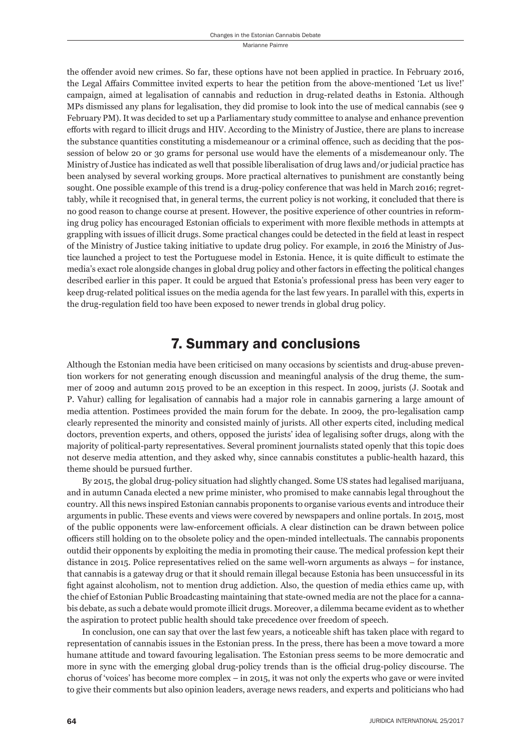the offender avoid new crimes. So far, these options have not been applied in practice. In February 2016, the Legal Affairs Committee invited experts to hear the petition from the above-mentioned 'Let us live!' campaign, aimed at legalisation of cannabis and reduction in drug-related deaths in Estonia. Although MPs dismissed any plans for legalisation, they did promise to look into the use of medical cannabis (see 9 February PM). It was decided to set up a Parliamentary study committee to analyse and enhance prevention efforts with regard to illicit drugs and HIV. According to the Ministry of Justice, there are plans to increase the substance quantities constituting a misdemeanour or a criminal offence, such as deciding that the possession of below 20 or 30 grams for personal use would have the elements of a misdemeanour only. The Ministry of Justice has indicated as well that possible liberalisation of drug laws and/or judicial practice has been analysed by several working groups. More practical alternatives to punishment are constantly being sought. One possible example of this trend is a drug-policy conference that was held in March 2016; regrettably, while it recognised that, in general terms, the current policy is not working, it concluded that there is no good reason to change course at present. However, the positive experience of other countries in reforming drug policy has encouraged Estonian officials to experiment with more flexible methods in attempts at grappling with issues of illicit drugs. Some practical changes could be detected in the field at least in respect of the Ministry of Justice taking initiative to update drug policy. For example, in 2016 the Ministry of Justice launched a project to test the Portuguese model in Estonia. Hence, it is quite difficult to estimate the media's exact role alongside changes in global drug policy and other factors in effecting the political changes described earlier in this paper. It could be argued that Estonia's professional press has been very eager to keep drug-related political issues on the media agenda for the last few years. In parallel with this, experts in the drug-regulation field too have been exposed to newer trends in global drug policy.

## 7. Summary and conclusions

Although the Estonian media have been criticised on many occasions by scientists and drug-abuse prevention workers for not generating enough discussion and meaningful analysis of the drug theme, the summer of 2009 and autumn 2015 proved to be an exception in this respect. In 2009, jurists (J. Sootak and P. Vahur) calling for legalisation of cannabis had a major role in cannabis garnering a large amount of media attention. Postimees provided the main forum for the debate. In 2009, the pro-legalisation camp clearly represented the minority and consisted mainly of jurists. All other experts cited, including medical doctors, prevention experts, and others, opposed the jurists' idea of legalising softer drugs, along with the majority of political-party representatives. Several prominent journalists stated openly that this topic does not deserve media attention, and they asked why, since cannabis constitutes a public-health hazard, this theme should be pursued further.

By 2015, the global drug-policy situation had slightly changed. Some US states had legalised marijuana, and in autumn Canada elected a new prime minister, who promised to make cannabis legal throughout the country. All this news inspired Estonian cannabis proponents to organise various events and introduce their arguments in public. These events and views were covered by newspapers and online portals. In 2015, most of the public opponents were law-enforcement officials. A clear distinction can be drawn between police officers still holding on to the obsolete policy and the open-minded intellectuals. The cannabis proponents outdid their opponents by exploiting the media in promoting their cause. The medical profession kept their distance in 2015. Police representatives relied on the same well-worn arguments as always – for instance, that cannabis is a gateway drug or that it should remain illegal because Estonia has been unsuccessful in its fight against alcoholism, not to mention drug addiction. Also, the question of media ethics came up, with the chief of Estonian Public Broadcasting maintaining that state-owned media are not the place for a cannabis debate, as such a debate would promote illicit drugs. Moreover, a dilemma became evident as to whether the aspiration to protect public health should take precedence over freedom of speech.

In conclusion, one can say that over the last few years, a noticeable shift has taken place with regard to representation of cannabis issues in the Estonian press. In the press, there has been a move toward a more humane attitude and toward favouring legalisation. The Estonian press seems to be more democratic and more in sync with the emerging global drug-policy trends than is the official drug-policy discourse. The chorus of 'voices' has become more complex – in 2015, it was not only the experts who gave or were invited to give their comments but also opinion leaders, average news readers, and experts and politicians who had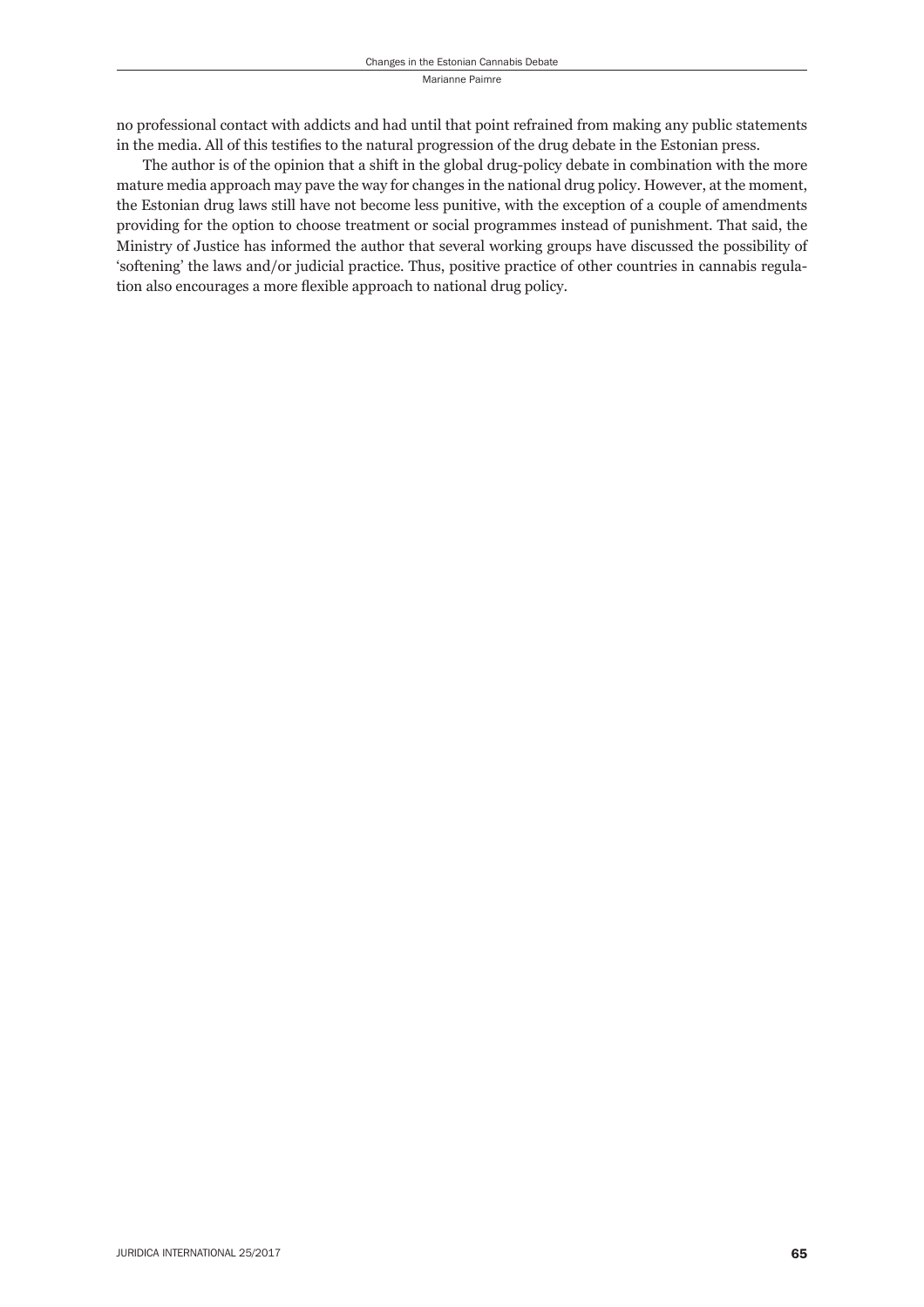no professional contact with addicts and had until that point refrained from making any public statements in the media. All of this testifies to the natural progression of the drug debate in the Estonian press.

The author is of the opinion that a shift in the global drug-policy debate in combination with the more mature media approach may pave the way for changes in the national drug policy. However, at the moment, the Estonian drug laws still have not become less punitive, with the exception of a couple of amendments providing for the option to choose treatment or social programmes instead of punishment. That said, the Ministry of Justice has informed the author that several working groups have discussed the possibility of 'softening' the laws and/or judicial practice. Thus, positive practice of other countries in cannabis regulation also encourages a more flexible approach to national drug policy.